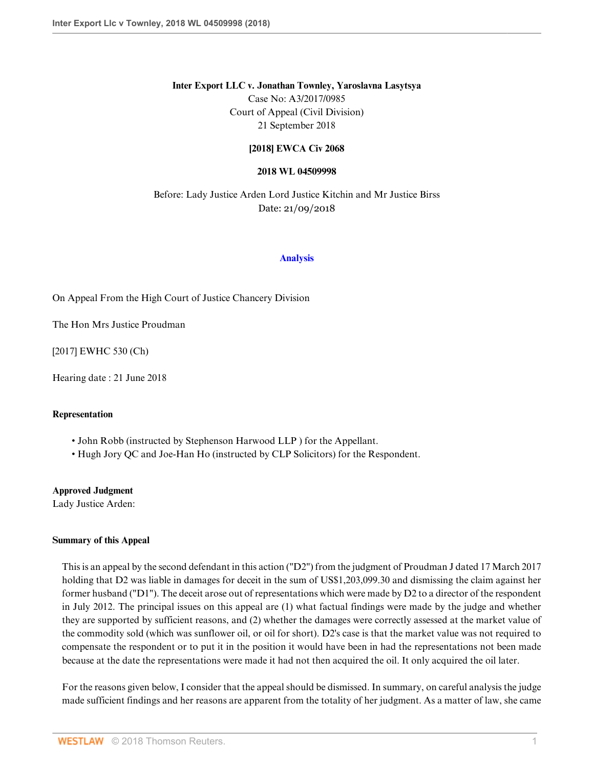**Inter Export LLC v. Jonathan Townley, Yaroslavna Lasytsya**
Case No: A3/2017/0985
Court of Appeal (Civil Division)
21 September 2018

**[2018] EWCA Civ 2068**

**2018 WL 04509998**

Before: Lady Justice Arden Lord Justice Kitchin and Mr Justice Birss
Date: 21/09/2018

**Analysis**

On Appeal From the High Court of Justice Chancery Division

The Hon Mrs Justice Proudman

[2017] EWHC 530 (Ch)

Hearing date : 21 June 2018

**Representation**

- John Robb (instructed by Stephenson Harwood LLP ) for the Appellant.
- Hugh Jory QC and Joe-Han Ho (instructed by CLP Solicitors) for the Respondent.

**Approved Judgment**
Lady Justice Arden:

**Summary of this Appeal**

This is an appeal by the second defendant in this action ("D2") from the judgment of Proudman J dated 17 March 2017 holding that D2 was liable in damages for deceit in the sum of US$1,203,099.30 and dismissing the claim against her former husband ("D1"). The deceit arose out of representations which were made by D2 to a director of the respondent in July 2012. The principal issues on this appeal are (1) what factual findings were made by the judge and whether they are supported by sufficient reasons, and (2) whether the damages were correctly assessed at the market value of the commodity sold (which was sunflower oil, or oil for short). D2's case is that the market value was not required to compensate the respondent or to put it in the position it would have been in had the representations not been made because at the date the representations were made it had not then acquired the oil. It only acquired the oil later.

For the reasons given below, I consider that the appeal should be dismissed. In summary, on careful analysis the judge made sufficient findings and her reasons are apparent from the totality of her judgment. As a matter of law, she came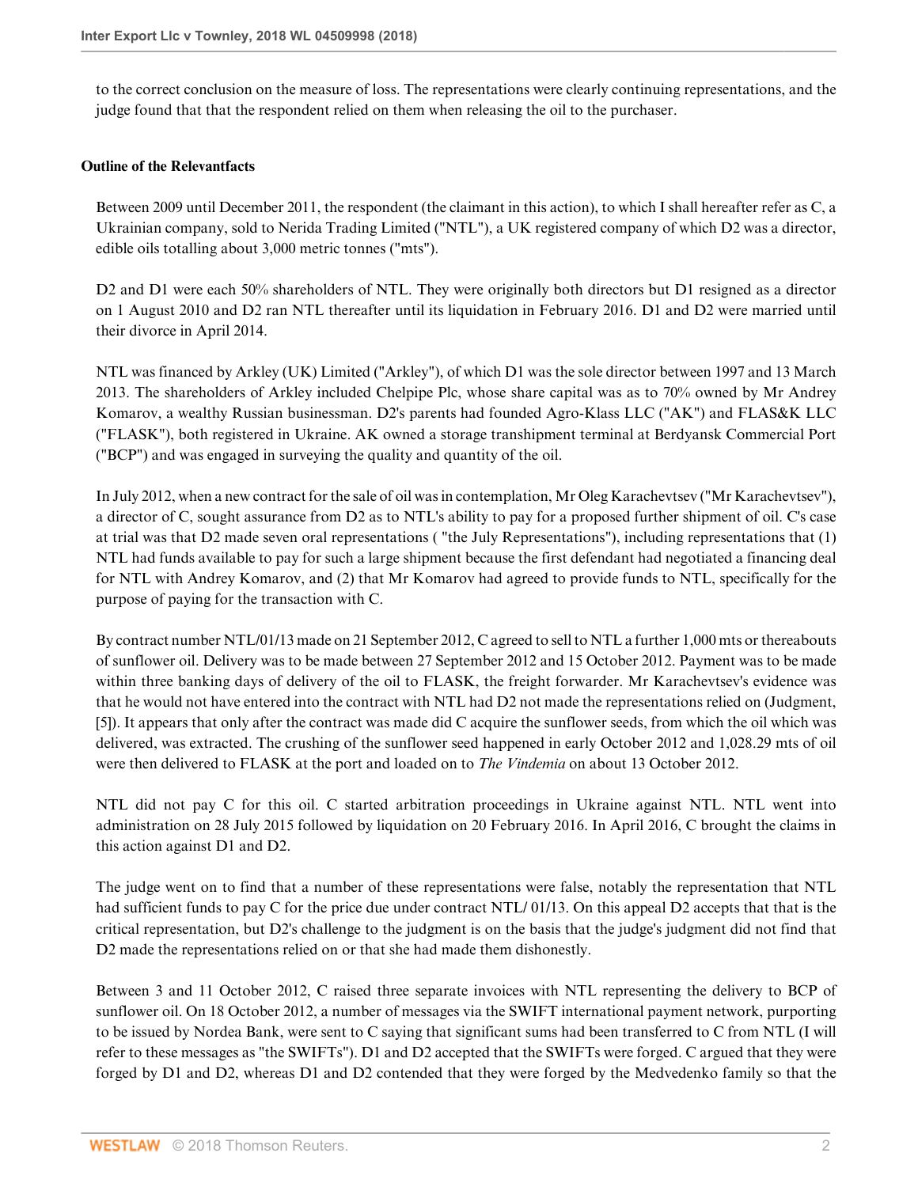to the correct conclusion on the measure of loss. The representations were clearly continuing representations, and the judge found that that the respondent relied on them when releasing the oil to the purchaser.

**Outline of the Relevantfacts**

Between 2009 until December 2011, the respondent (the claimant in this action), to which I shall hereafter refer as C, a Ukrainian company, sold to Nerida Trading Limited ("NTL"), a UK registered company of which D2 was a director, edible oils totalling about 3,000 metric tonnes ("mts").

D2 and D1 were each 50% shareholders of NTL. They were originally both directors but D1 resigned as a director on 1 August 2010 and D2 ran NTL thereafter until its liquidation in February 2016. D1 and D2 were married until their divorce in April 2014.

NTL was financed by Arkley (UK) Limited ("Arkley"), of which D1 was the sole director between 1997 and 13 March 2013. The shareholders of Arkley included Chelpipe Plc, whose share capital was as to 70% owned by Mr Andrey Komarov, a wealthy Russian businessman. D2's parents had founded Agro-Klass LLC ("AK") and FLAS&K LLC ("FLASK"), both registered in Ukraine. AK owned a storage transhipment terminal at Berdyansk Commercial Port ("BCP") and was engaged in surveying the quality and quantity of the oil.

In July 2012, when a new contract for the sale of oil was in contemplation, Mr Oleg Karachevtsev ("Mr Karachevtsev"), a director of C, sought assurance from D2 as to NTL's ability to pay for a proposed further shipment of oil. C's case at trial was that D2 made seven oral representations ( "the July Representations"), including representations that (1) NTL had funds available to pay for such a large shipment because the first defendant had negotiated a financing deal for NTL with Andrey Komarov, and (2) that Mr Komarov had agreed to provide funds to NTL, specifically for the purpose of paying for the transaction with C.

By contract number NTL/01/13 made on 21 September 2012, C agreed to sell to NTL a further 1,000 mts or thereabouts of sunflower oil. Delivery was to be made between 27 September 2012 and 15 October 2012. Payment was to be made within three banking days of delivery of the oil to FLASK, the freight forwarder. Mr Karachevtsev's evidence was that he would not have entered into the contract with NTL had D2 not made the representations relied on (Judgment, [5]). It appears that only after the contract was made did C acquire the sunflower seeds, from which the oil which was delivered, was extracted. The crushing of the sunflower seed happened in early October 2012 and 1,028.29 mts of oil were then delivered to FLASK at the port and loaded on to *The Vindemia* on about 13 October 2012.

NTL did not pay C for this oil. C started arbitration proceedings in Ukraine against NTL. NTL went into administration on 28 July 2015 followed by liquidation on 20 February 2016. In April 2016, C brought the claims in this action against D1 and D2.

The judge went on to find that a number of these representations were false, notably the representation that NTL had sufficient funds to pay C for the price due under contract NTL/ 01/13. On this appeal D2 accepts that that is the critical representation, but D2's challenge to the judgment is on the basis that the judge's judgment did not find that D2 made the representations relied on or that she had made them dishonestly.

Between 3 and 11 October 2012, C raised three separate invoices with NTL representing the delivery to BCP of sunflower oil. On 18 October 2012, a number of messages via the SWIFT international payment network, purporting to be issued by Nordea Bank, were sent to C saying that significant sums had been transferred to C from NTL (I will refer to these messages as "the SWIFTs"). D1 and D2 accepted that the SWIFTs were forged. C argued that they were forged by D1 and D2, whereas D1 and D2 contended that they were forged by the Medvedenko family so that the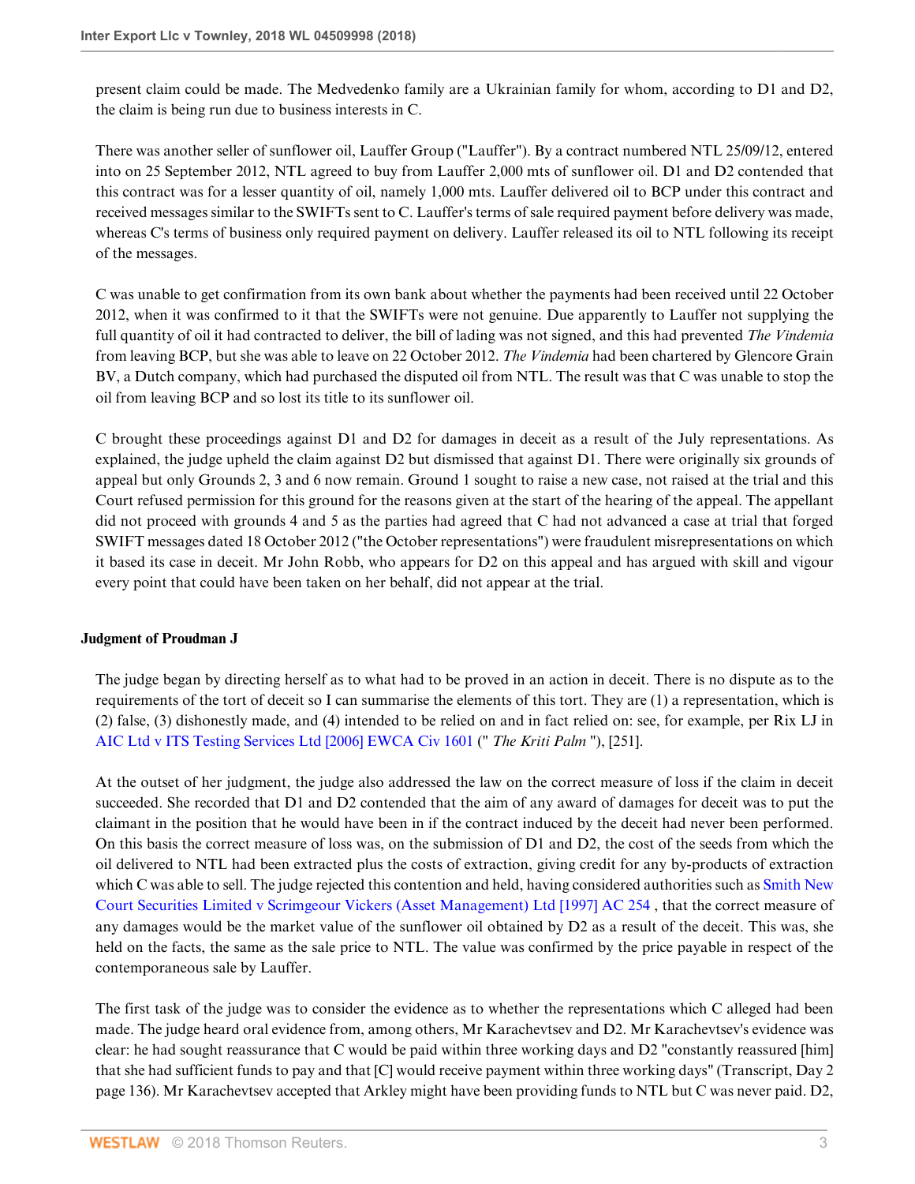present claim could be made. The Medvedenko family are a Ukrainian family for whom, according to D1 and D2, the claim is being run due to business interests in C.

There was another seller of sunflower oil, Lauffer Group ("Lauffer"). By a contract numbered NTL 25/09/12, entered into on 25 September 2012, NTL agreed to buy from Lauffer 2,000 mts of sunflower oil. D1 and D2 contended that this contract was for a lesser quantity of oil, namely 1,000 mts. Lauffer delivered oil to BCP under this contract and received messages similar to the SWIFTs sent to C. Lauffer's terms of sale required payment before delivery was made, whereas C's terms of business only required payment on delivery. Lauffer released its oil to NTL following its receipt of the messages.

C was unable to get confirmation from its own bank about whether the payments had been received until 22 October 2012, when it was confirmed to it that the SWIFTs were not genuine. Due apparently to Lauffer not supplying the full quantity of oil it had contracted to deliver, the bill of lading was not signed, and this had prevented *The Vindemia* from leaving BCP, but she was able to leave on 22 October 2012. *The Vindemia* had been chartered by Glencore Grain BV, a Dutch company, which had purchased the disputed oil from NTL. The result was that C was unable to stop the oil from leaving BCP and so lost its title to its sunflower oil.

C brought these proceedings against D1 and D2 for damages in deceit as a result of the July representations. As explained, the judge upheld the claim against D2 but dismissed that against D1. There were originally six grounds of appeal but only Grounds 2, 3 and 6 now remain. Ground 1 sought to raise a new case, not raised at the trial and this Court refused permission for this ground for the reasons given at the start of the hearing of the appeal. The appellant did not proceed with grounds 4 and 5 as the parties had agreed that C had not advanced a case at trial that forged SWIFT messages dated 18 October 2012 ("the October representations") were fraudulent misrepresentations on which it based its case in deceit. Mr John Robb, who appears for D2 on this appeal and has argued with skill and vigour every point that could have been taken on her behalf, did not appear at the trial.

**Judgment of Proudman J**

The judge began by directing herself as to what had to be proved in an action in deceit. There is no dispute as to the requirements of the tort of deceit so I can summarise the elements of this tort. They are (1) a representation, which is (2) false, (3) dishonestly made, and (4) intended to be relied on and in fact relied on: see, for example, per Rix LJ in AIC Ltd v ITS Testing Services Ltd [2006] EWCA Civ 1601 (" *The Kriti Palm* "), [251].

At the outset of her judgment, the judge also addressed the law on the correct measure of loss if the claim in deceit succeeded. She recorded that D1 and D2 contended that the aim of any award of damages for deceit was to put the claimant in the position that he would have been in if the contract induced by the deceit had never been performed. On this basis the correct measure of loss was, on the submission of D1 and D2, the cost of the seeds from which the oil delivered to NTL had been extracted plus the costs of extraction, giving credit for any by-products of extraction which C was able to sell. The judge rejected this contention and held, having considered authorities such as Smith New Court Securities Limited v Scrimgeour Vickers (Asset Management) Ltd [1997] AC 254 , that the correct measure of any damages would be the market value of the sunflower oil obtained by D2 as a result of the deceit. This was, she held on the facts, the same as the sale price to NTL. The value was confirmed by the price payable in respect of the contemporaneous sale by Lauffer.

The first task of the judge was to consider the evidence as to whether the representations which C alleged had been made. The judge heard oral evidence from, among others, Mr Karachevtsev and D2. Mr Karachevtsev's evidence was clear: he had sought reassurance that C would be paid within three working days and D2 "constantly reassured [him] that she had sufficient funds to pay and that [C] would receive payment within three working days" (Transcript, Day 2 page 136). Mr Karachevtsev accepted that Arkley might have been providing funds to NTL but C was never paid. D2,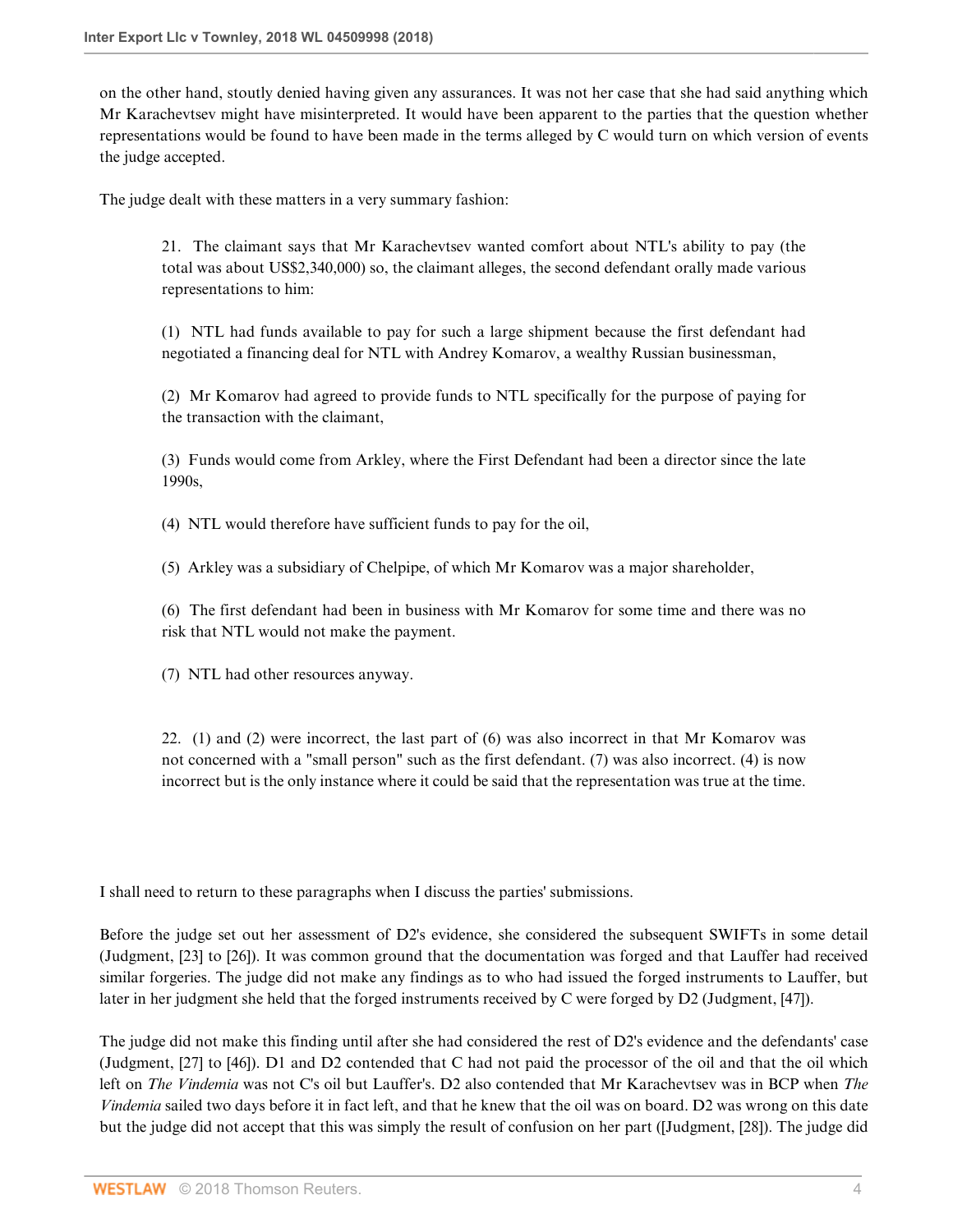on the other hand, stoutly denied having given any assurances. It was not her case that she had said anything which Mr Karachevtsev might have misinterpreted. It would have been apparent to the parties that the question whether representations would be found to have been made in the terms alleged by C would turn on which version of events the judge accepted.

The judge dealt with these matters in a very summary fashion:

> 21. The claimant says that Mr Karachevtsev wanted comfort about NTL's ability to pay (the total was about US$2,340,000) so, the claimant alleges, the second defendant orally made various representations to him:
>
> (1) NTL had funds available to pay for such a large shipment because the first defendant had negotiated a financing deal for NTL with Andrey Komarov, a wealthy Russian businessman,
>
> (2) Mr Komarov had agreed to provide funds to NTL specifically for the purpose of paying for the transaction with the claimant,
>
> (3) Funds would come from Arkley, where the First Defendant had been a director since the late 1990s,
>
> (4) NTL would therefore have sufficient funds to pay for the oil,
>
> (5) Arkley was a subsidiary of Chelpipe, of which Mr Komarov was a major shareholder,
>
> (6) The first defendant had been in business with Mr Komarov for some time and there was no risk that NTL would not make the payment.
>
> (7) NTL had other resources anyway.
>
> 22. (1) and (2) were incorrect, the last part of (6) was also incorrect in that Mr Komarov was not concerned with a "small person" such as the first defendant. (7) was also incorrect. (4) is now incorrect but is the only instance where it could be said that the representation was true at the time.

I shall need to return to these paragraphs when I discuss the parties' submissions.

Before the judge set out her assessment of D2's evidence, she considered the subsequent SWIFTs in some detail (Judgment, [23] to [26]). It was common ground that the documentation was forged and that Lauffer had received similar forgeries. The judge did not make any findings as to who had issued the forged instruments to Lauffer, but later in her judgment she held that the forged instruments received by C were forged by D2 (Judgment, [47]).

The judge did not make this finding until after she had considered the rest of D2's evidence and the defendants' case (Judgment, [27] to [46]). D1 and D2 contended that C had not paid the processor of the oil and that the oil which left on *The Vindemia* was not C's oil but Lauffer's. D2 also contended that Mr Karachevtsev was in BCP when *The Vindemia* sailed two days before it in fact left, and that he knew that the oil was on board. D2 was wrong on this date but the judge did not accept that this was simply the result of confusion on her part ([Judgment, [28]). The judge did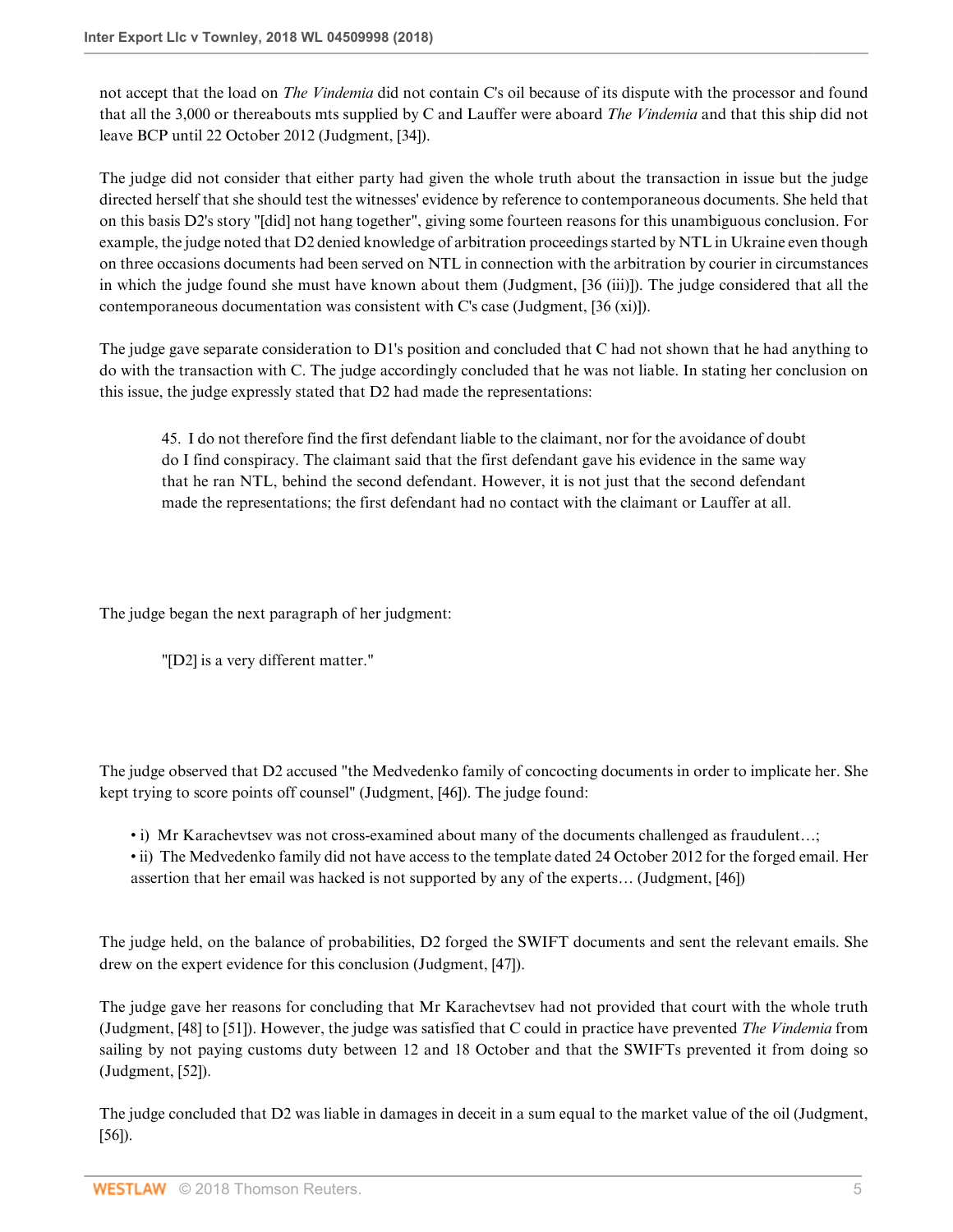not accept that the load on *The Vindemia* did not contain C's oil because of its dispute with the processor and found that all the 3,000 or thereabouts mts supplied by C and Lauffer were aboard *The Vindemia* and that this ship did not leave BCP until 22 October 2012 (Judgment, [34]).

The judge did not consider that either party had given the whole truth about the transaction in issue but the judge directed herself that she should test the witnesses' evidence by reference to contemporaneous documents. She held that on this basis D2's story "[did] not hang together", giving some fourteen reasons for this unambiguous conclusion. For example, the judge noted that D2 denied knowledge of arbitration proceedings started by NTL in Ukraine even though on three occasions documents had been served on NTL in connection with the arbitration by courier in circumstances in which the judge found she must have known about them (Judgment, [36 (iii)]). The judge considered that all the contemporaneous documentation was consistent with C's case (Judgment, [36 (xi)]).

The judge gave separate consideration to D1's position and concluded that C had not shown that he had anything to do with the transaction with C. The judge accordingly concluded that he was not liable. In stating her conclusion on this issue, the judge expressly stated that D2 had made the representations:

> 45. I do not therefore find the first defendant liable to the claimant, nor for the avoidance of doubt do I find conspiracy. The claimant said that the first defendant gave his evidence in the same way that he ran NTL, behind the second defendant. However, it is not just that the second defendant made the representations; the first defendant had no contact with the claimant or Lauffer at all.

The judge began the next paragraph of her judgment:

> "[D2] is a very different matter."

The judge observed that D2 accused "the Medvedenko family of concocting documents in order to implicate her. She kept trying to score points off counsel" (Judgment, [46]). The judge found:

- i) Mr Karachevtsev was not cross-examined about many of the documents challenged as fraudulent…;
- ii) The Medvedenko family did not have access to the template dated 24 October 2012 for the forged email. Her assertion that her email was hacked is not supported by any of the experts… (Judgment, [46])

The judge held, on the balance of probabilities, D2 forged the SWIFT documents and sent the relevant emails. She drew on the expert evidence for this conclusion (Judgment, [47]).

The judge gave her reasons for concluding that Mr Karachevtsev had not provided that court with the whole truth (Judgment, [48] to [51]). However, the judge was satisfied that C could in practice have prevented *The Vindemia* from sailing by not paying customs duty between 12 and 18 October and that the SWIFTs prevented it from doing so (Judgment, [52]).

The judge concluded that D2 was liable in damages in deceit in a sum equal to the market value of the oil (Judgment, [56]).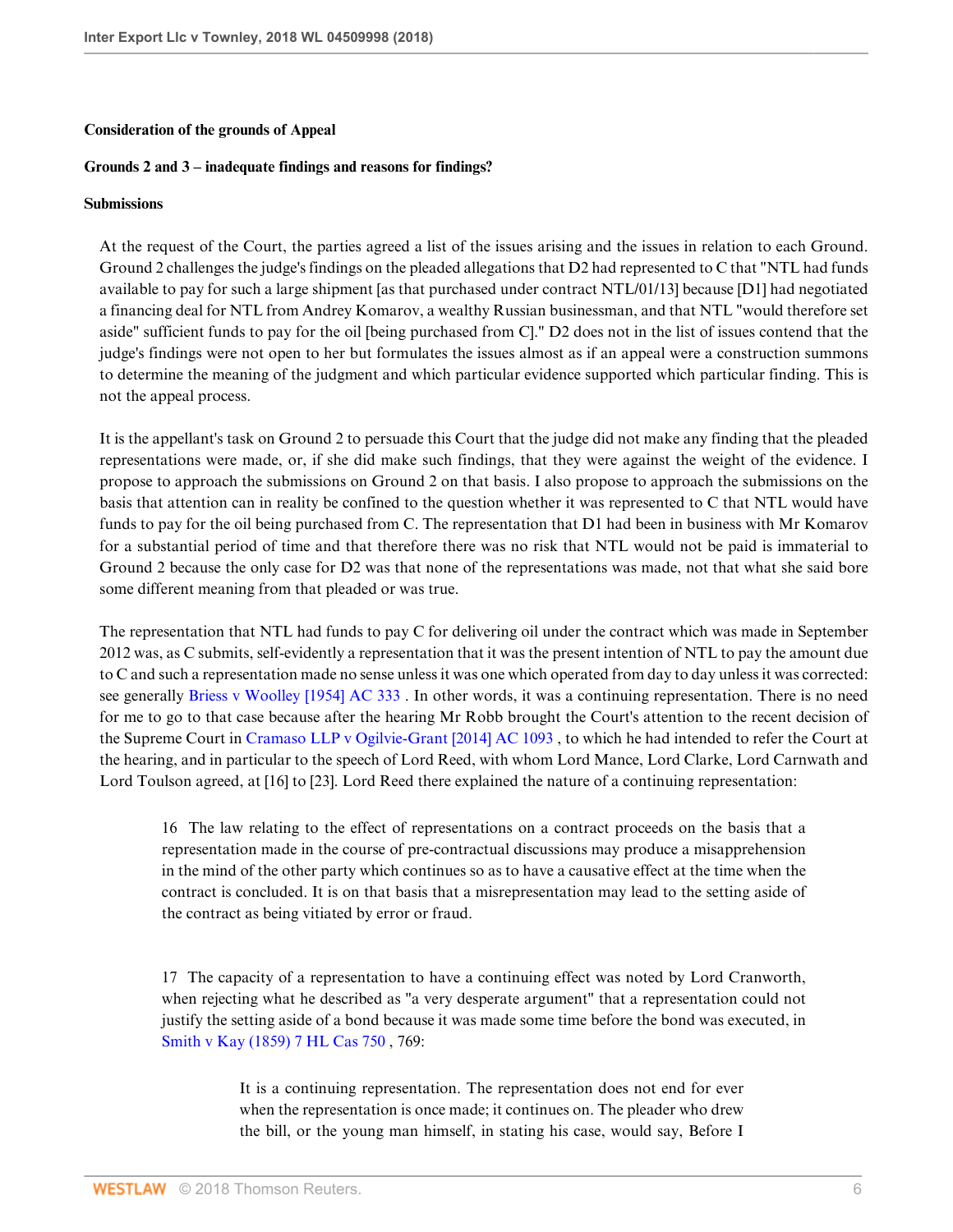**Consideration of the grounds of Appeal**

**Grounds 2 and 3 – inadequate findings and reasons for findings?**

**Submissions**

At the request of the Court, the parties agreed a list of the issues arising and the issues in relation to each Ground. Ground 2 challenges the judge's findings on the pleaded allegations that D2 had represented to C that "NTL had funds available to pay for such a large shipment [as that purchased under contract NTL/01/13] because [D1] had negotiated a financing deal for NTL from Andrey Komarov, a wealthy Russian businessman, and that NTL "would therefore set aside" sufficient funds to pay for the oil [being purchased from C]." D2 does not in the list of issues contend that the judge's findings were not open to her but formulates the issues almost as if an appeal were a construction summons to determine the meaning of the judgment and which particular evidence supported which particular finding. This is not the appeal process.

It is the appellant's task on Ground 2 to persuade this Court that the judge did not make any finding that the pleaded representations were made, or, if she did make such findings, that they were against the weight of the evidence. I propose to approach the submissions on Ground 2 on that basis. I also propose to approach the submissions on the basis that attention can in reality be confined to the question whether it was represented to C that NTL would have funds to pay for the oil being purchased from C. The representation that D1 had been in business with Mr Komarov for a substantial period of time and that therefore there was no risk that NTL would not be paid is immaterial to Ground 2 because the only case for D2 was that none of the representations was made, not that what she said bore some different meaning from that pleaded or was true.

The representation that NTL had funds to pay C for delivering oil under the contract which was made in September 2012 was, as C submits, self-evidently a representation that it was the present intention of NTL to pay the amount due to C and such a representation made no sense unless it was one which operated from day to day unless it was corrected: see generally Briess v Woolley [1954] AC 333 . In other words, it was a continuing representation. There is no need for me to go to that case because after the hearing Mr Robb brought the Court's attention to the recent decision of the Supreme Court in Cramaso LLP v Ogilvie-Grant [2014] AC 1093 , to which he had intended to refer the Court at the hearing, and in particular to the speech of Lord Reed, with whom Lord Mance, Lord Clarke, Lord Carnwath and Lord Toulson agreed, at [16] to [23]. Lord Reed there explained the nature of a continuing representation:

> 16 The law relating to the effect of representations on a contract proceeds on the basis that a representation made in the course of pre-contractual discussions may produce a misapprehension in the mind of the other party which continues so as to have a causative effect at the time when the contract is concluded. It is on that basis that a misrepresentation may lead to the setting aside of the contract as being vitiated by error or fraud.
>
> 17 The capacity of a representation to have a continuing effect was noted by Lord Cranworth, when rejecting what he described as "a very desperate argument" that a representation could not justify the setting aside of a bond because it was made some time before the bond was executed, in Smith v Kay (1859) 7 HL Cas 750 , 769:
>
> > It is a continuing representation. The representation does not end for ever when the representation is once made; it continues on. The pleader who drew the bill, or the young man himself, in stating his case, would say, Before I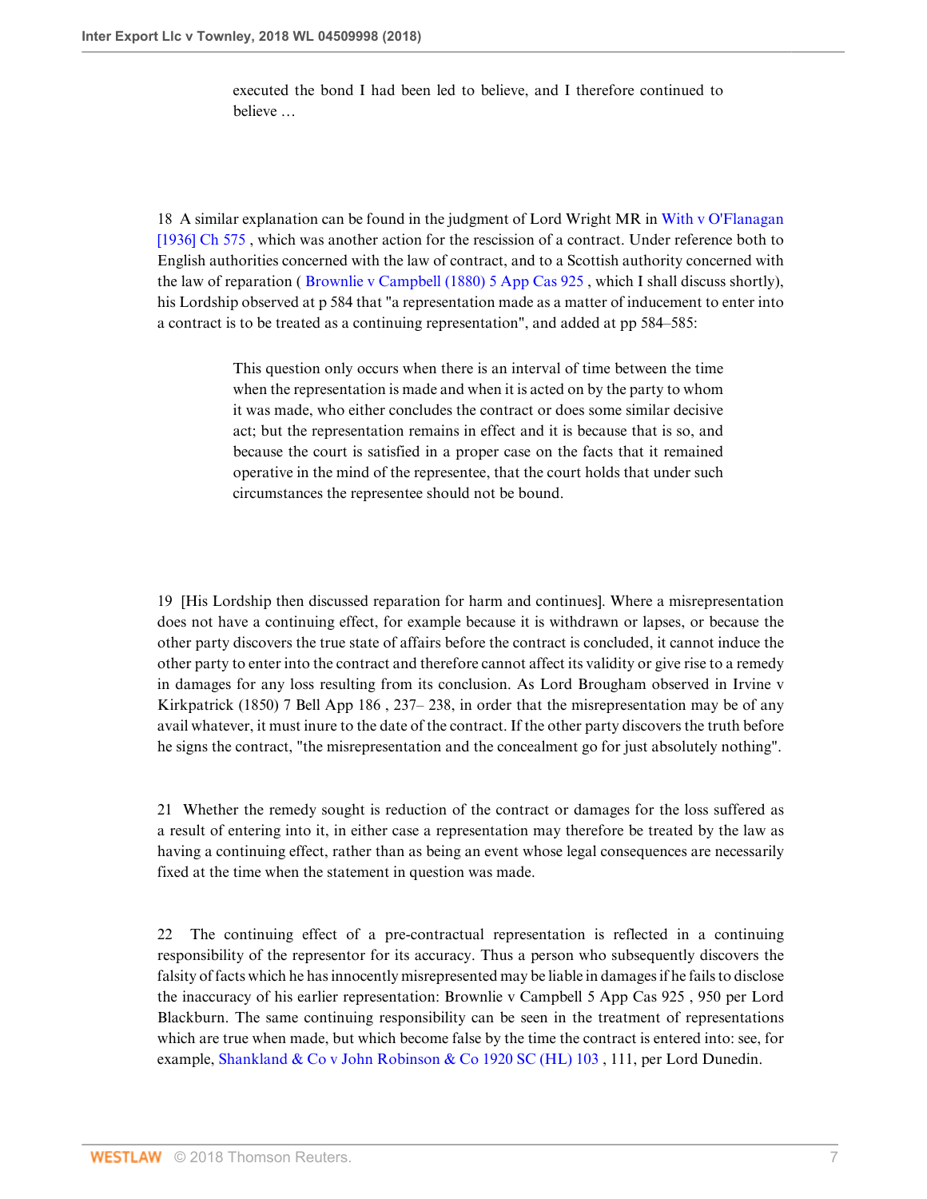> executed the bond I had been led to believe, and I therefore continued to believe …

18 A similar explanation can be found in the judgment of Lord Wright MR in With v O'Flanagan [1936] Ch 575 , which was another action for the rescission of a contract. Under reference both to English authorities concerned with the law of contract, and to a Scottish authority concerned with the law of reparation ( Brownlie v Campbell (1880) 5 App Cas 925 , which I shall discuss shortly), his Lordship observed at p 584 that "a representation made as a matter of inducement to enter into a contract is to be treated as a continuing representation", and added at pp 584–585:

> This question only occurs when there is an interval of time between the time when the representation is made and when it is acted on by the party to whom it was made, who either concludes the contract or does some similar decisive act; but the representation remains in effect and it is because that is so, and because the court is satisfied in a proper case on the facts that it remained operative in the mind of the representee, that the court holds that under such circumstances the representee should not be bound.

19 [His Lordship then discussed reparation for harm and continues]. Where a misrepresentation does not have a continuing effect, for example because it is withdrawn or lapses, or because the other party discovers the true state of affairs before the contract is concluded, it cannot induce the other party to enter into the contract and therefore cannot affect its validity or give rise to a remedy in damages for any loss resulting from its conclusion. As Lord Brougham observed in Irvine v Kirkpatrick (1850) 7 Bell App 186 , 237– 238, in order that the misrepresentation may be of any avail whatever, it must inure to the date of the contract. If the other party discovers the truth before he signs the contract, "the misrepresentation and the concealment go for just absolutely nothing".

21 Whether the remedy sought is reduction of the contract or damages for the loss suffered as a result of entering into it, in either case a representation may therefore be treated by the law as having a continuing effect, rather than as being an event whose legal consequences are necessarily fixed at the time when the statement in question was made.

22 The continuing effect of a pre-contractual representation is reflected in a continuing responsibility of the representor for its accuracy. Thus a person who subsequently discovers the falsity of facts which he has innocently misrepresented may be liable in damages if he fails to disclose the inaccuracy of his earlier representation: Brownlie v Campbell 5 App Cas 925 , 950 per Lord Blackburn. The same continuing responsibility can be seen in the treatment of representations which are true when made, but which become false by the time the contract is entered into: see, for example, Shankland & Co v John Robinson & Co 1920 SC (HL) 103 , 111, per Lord Dunedin.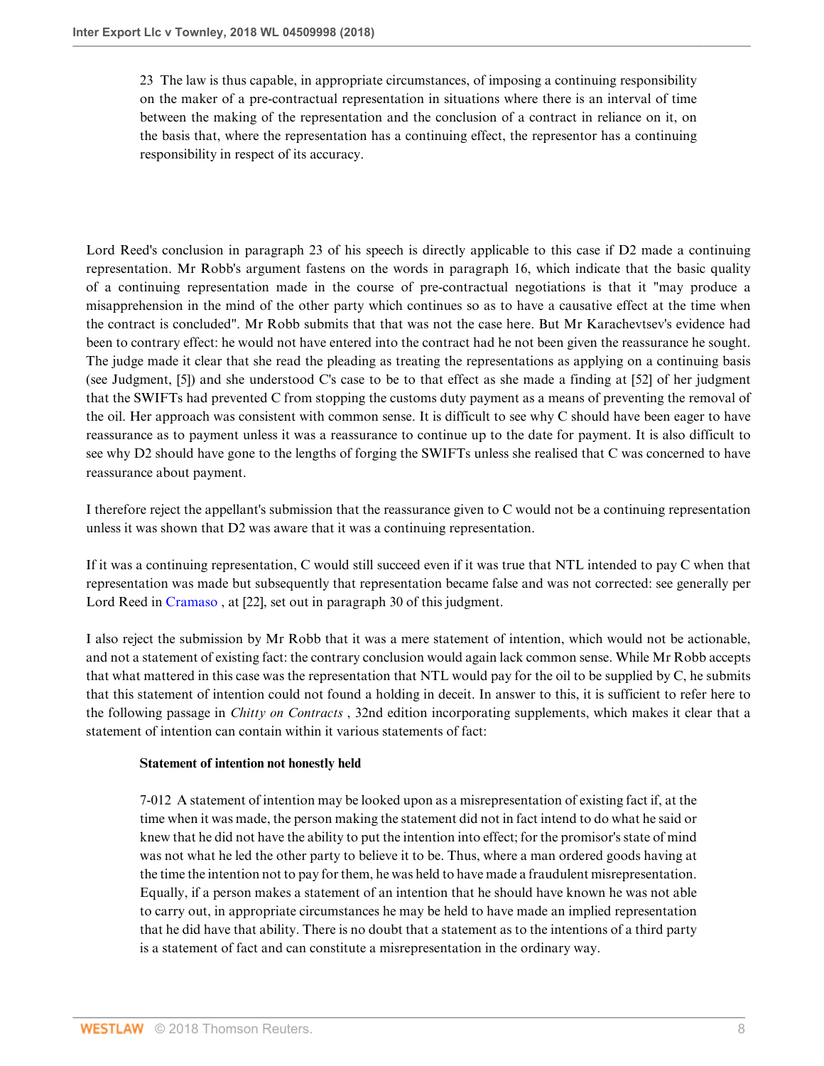> 23 The law is thus capable, in appropriate circumstances, of imposing a continuing responsibility on the maker of a pre-contractual representation in situations where there is an interval of time between the making of the representation and the conclusion of a contract in reliance on it, on the basis that, where the representation has a continuing effect, the representor has a continuing responsibility in respect of its accuracy.

Lord Reed's conclusion in paragraph 23 of his speech is directly applicable to this case if D2 made a continuing representation. Mr Robb's argument fastens on the words in paragraph 16, which indicate that the basic quality of a continuing representation made in the course of pre-contractual negotiations is that it "may produce a misapprehension in the mind of the other party which continues so as to have a causative effect at the time when the contract is concluded". Mr Robb submits that that was not the case here. But Mr Karachevtsev's evidence had been to contrary effect: he would not have entered into the contract had he not been given the reassurance he sought. The judge made it clear that she read the pleading as treating the representations as applying on a continuing basis (see Judgment, [5]) and she understood C's case to be to that effect as she made a finding at [52] of her judgment that the SWIFTs had prevented C from stopping the customs duty payment as a means of preventing the removal of the oil. Her approach was consistent with common sense. It is difficult to see why C should have been eager to have reassurance as to payment unless it was a reassurance to continue up to the date for payment. It is also difficult to see why D2 should have gone to the lengths of forging the SWIFTs unless she realised that C was concerned to have reassurance about payment.

I therefore reject the appellant's submission that the reassurance given to C would not be a continuing representation unless it was shown that D2 was aware that it was a continuing representation.

If it was a continuing representation, C would still succeed even if it was true that NTL intended to pay C when that representation was made but subsequently that representation became false and was not corrected: see generally per Lord Reed in Cramaso , at [22], set out in paragraph 30 of this judgment.

I also reject the submission by Mr Robb that it was a mere statement of intention, which would not be actionable, and not a statement of existing fact: the contrary conclusion would again lack common sense. While Mr Robb accepts that what mattered in this case was the representation that NTL would pay for the oil to be supplied by C, he submits that this statement of intention could not found a holding in deceit. In answer to this, it is sufficient to refer here to the following passage in *Chitty on Contracts* , 32nd edition incorporating supplements, which makes it clear that a statement of intention can contain within it various statements of fact:

> **Statement of intention not honestly held**
>
> 7-012 A statement of intention may be looked upon as a misrepresentation of existing fact if, at the time when it was made, the person making the statement did not in fact intend to do what he said or knew that he did not have the ability to put the intention into effect; for the promisor's state of mind was not what he led the other party to believe it to be. Thus, where a man ordered goods having at the time the intention not to pay for them, he was held to have made a fraudulent misrepresentation. Equally, if a person makes a statement of an intention that he should have known he was not able to carry out, in appropriate circumstances he may be held to have made an implied representation that he did have that ability. There is no doubt that a statement as to the intentions of a third party is a statement of fact and can constitute a misrepresentation in the ordinary way.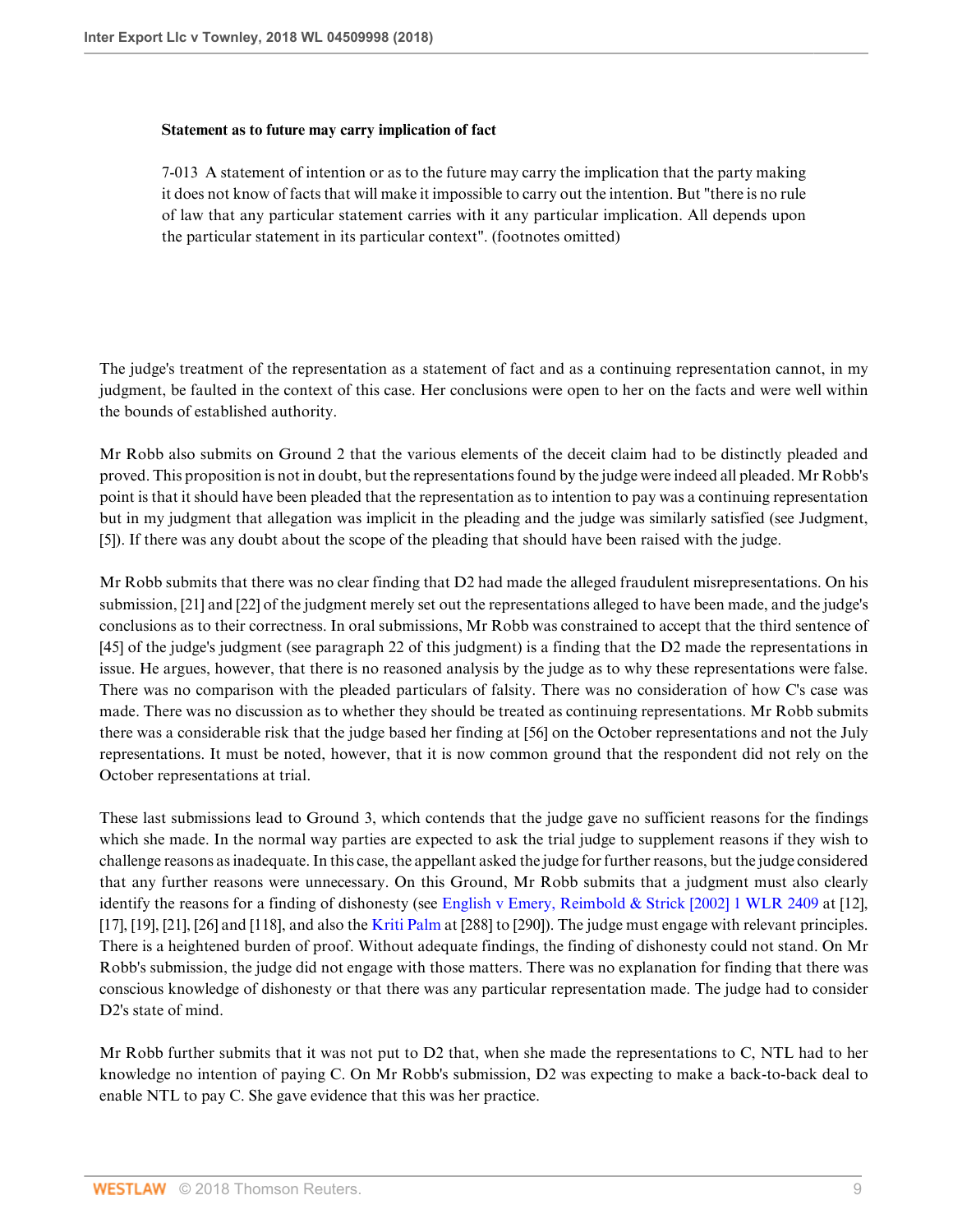> **Statement as to future may carry implication of fact**
>
> 7-013 A statement of intention or as to the future may carry the implication that the party making it does not know of facts that will make it impossible to carry out the intention. But "there is no rule of law that any particular statement carries with it any particular implication. All depends upon the particular statement in its particular context". (footnotes omitted)

The judge's treatment of the representation as a statement of fact and as a continuing representation cannot, in my judgment, be faulted in the context of this case. Her conclusions were open to her on the facts and were well within the bounds of established authority.

Mr Robb also submits on Ground 2 that the various elements of the deceit claim had to be distinctly pleaded and proved. This proposition is not in doubt, but the representations found by the judge were indeed all pleaded. Mr Robb's point is that it should have been pleaded that the representation as to intention to pay was a continuing representation but in my judgment that allegation was implicit in the pleading and the judge was similarly satisfied (see Judgment, [5]). If there was any doubt about the scope of the pleading that should have been raised with the judge.

Mr Robb submits that there was no clear finding that D2 had made the alleged fraudulent misrepresentations. On his submission, [21] and [22] of the judgment merely set out the representations alleged to have been made, and the judge's conclusions as to their correctness. In oral submissions, Mr Robb was constrained to accept that the third sentence of [45] of the judge's judgment (see paragraph 22 of this judgment) is a finding that the D2 made the representations in issue. He argues, however, that there is no reasoned analysis by the judge as to why these representations were false. There was no comparison with the pleaded particulars of falsity. There was no consideration of how C's case was made. There was no discussion as to whether they should be treated as continuing representations. Mr Robb submits there was a considerable risk that the judge based her finding at [56] on the October representations and not the July representations. It must be noted, however, that it is now common ground that the respondent did not rely on the October representations at trial.

These last submissions lead to Ground 3, which contends that the judge gave no sufficient reasons for the findings which she made. In the normal way parties are expected to ask the trial judge to supplement reasons if they wish to challenge reasons as inadequate. In this case, the appellant asked the judge for further reasons, but the judge considered that any further reasons were unnecessary. On this Ground, Mr Robb submits that a judgment must also clearly identify the reasons for a finding of dishonesty (see English v Emery, Reimbold & Strick [2002] 1 WLR 2409 at [12], [17], [19], [21], [26] and [118], and also the Kriti Palm at [288] to [290]). The judge must engage with relevant principles. There is a heightened burden of proof. Without adequate findings, the finding of dishonesty could not stand. On Mr Robb's submission, the judge did not engage with those matters. There was no explanation for finding that there was conscious knowledge of dishonesty or that there was any particular representation made. The judge had to consider D2's state of mind.

Mr Robb further submits that it was not put to D2 that, when she made the representations to C, NTL had to her knowledge no intention of paying C. On Mr Robb's submission, D2 was expecting to make a back-to-back deal to enable NTL to pay C. She gave evidence that this was her practice.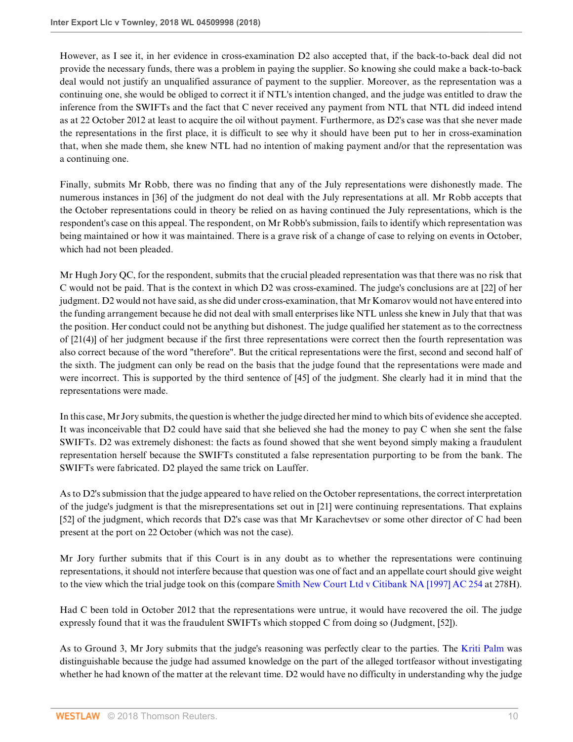However, as I see it, in her evidence in cross-examination D2 also accepted that, if the back-to-back deal did not provide the necessary funds, there was a problem in paying the supplier. So knowing she could make a back-to-back deal would not justify an unqualified assurance of payment to the supplier. Moreover, as the representation was a continuing one, she would be obliged to correct it if NTL's intention changed, and the judge was entitled to draw the inference from the SWIFTs and the fact that C never received any payment from NTL that NTL did indeed intend as at 22 October 2012 at least to acquire the oil without payment. Furthermore, as D2's case was that she never made the representations in the first place, it is difficult to see why it should have been put to her in cross-examination that, when she made them, she knew NTL had no intention of making payment and/or that the representation was a continuing one.

Finally, submits Mr Robb, there was no finding that any of the July representations were dishonestly made. The numerous instances in [36] of the judgment do not deal with the July representations at all. Mr Robb accepts that the October representations could in theory be relied on as having continued the July representations, which is the respondent's case on this appeal. The respondent, on Mr Robb's submission, fails to identify which representation was being maintained or how it was maintained. There is a grave risk of a change of case to relying on events in October, which had not been pleaded.

Mr Hugh Jory QC, for the respondent, submits that the crucial pleaded representation was that there was no risk that C would not be paid. That is the context in which D2 was cross-examined. The judge's conclusions are at [22] of her judgment. D2 would not have said, as she did under cross-examination, that Mr Komarov would not have entered into the funding arrangement because he did not deal with small enterprises like NTL unless she knew in July that that was the position. Her conduct could not be anything but dishonest. The judge qualified her statement as to the correctness of [21(4)] of her judgment because if the first three representations were correct then the fourth representation was also correct because of the word "therefore". But the critical representations were the first, second and second half of the sixth. The judgment can only be read on the basis that the judge found that the representations were made and were incorrect. This is supported by the third sentence of [45] of the judgment. She clearly had it in mind that the representations were made.

In this case, Mr Jory submits, the question is whether the judge directed her mind to which bits of evidence she accepted. It was inconceivable that D2 could have said that she believed she had the money to pay C when she sent the false SWIFTs. D2 was extremely dishonest: the facts as found showed that she went beyond simply making a fraudulent representation herself because the SWIFTs constituted a false representation purporting to be from the bank. The SWIFTs were fabricated. D2 played the same trick on Lauffer.

As to D2's submission that the judge appeared to have relied on the October representations, the correct interpretation of the judge's judgment is that the misrepresentations set out in [21] were continuing representations. That explains [52] of the judgment, which records that D2's case was that Mr Karachevtsev or some other director of C had been present at the port on 22 October (which was not the case).

Mr Jory further submits that if this Court is in any doubt as to whether the representations were continuing representations, it should not interfere because that question was one of fact and an appellate court should give weight to the view which the trial judge took on this (compare Smith New Court Ltd v Citibank NA [1997] AC 254 at 278H).

Had C been told in October 2012 that the representations were untrue, it would have recovered the oil. The judge expressly found that it was the fraudulent SWIFTs which stopped C from doing so (Judgment, [52]).

As to Ground 3, Mr Jory submits that the judge's reasoning was perfectly clear to the parties. The Kriti Palm was distinguishable because the judge had assumed knowledge on the part of the alleged tortfeasor without investigating whether he had known of the matter at the relevant time. D2 would have no difficulty in understanding why the judge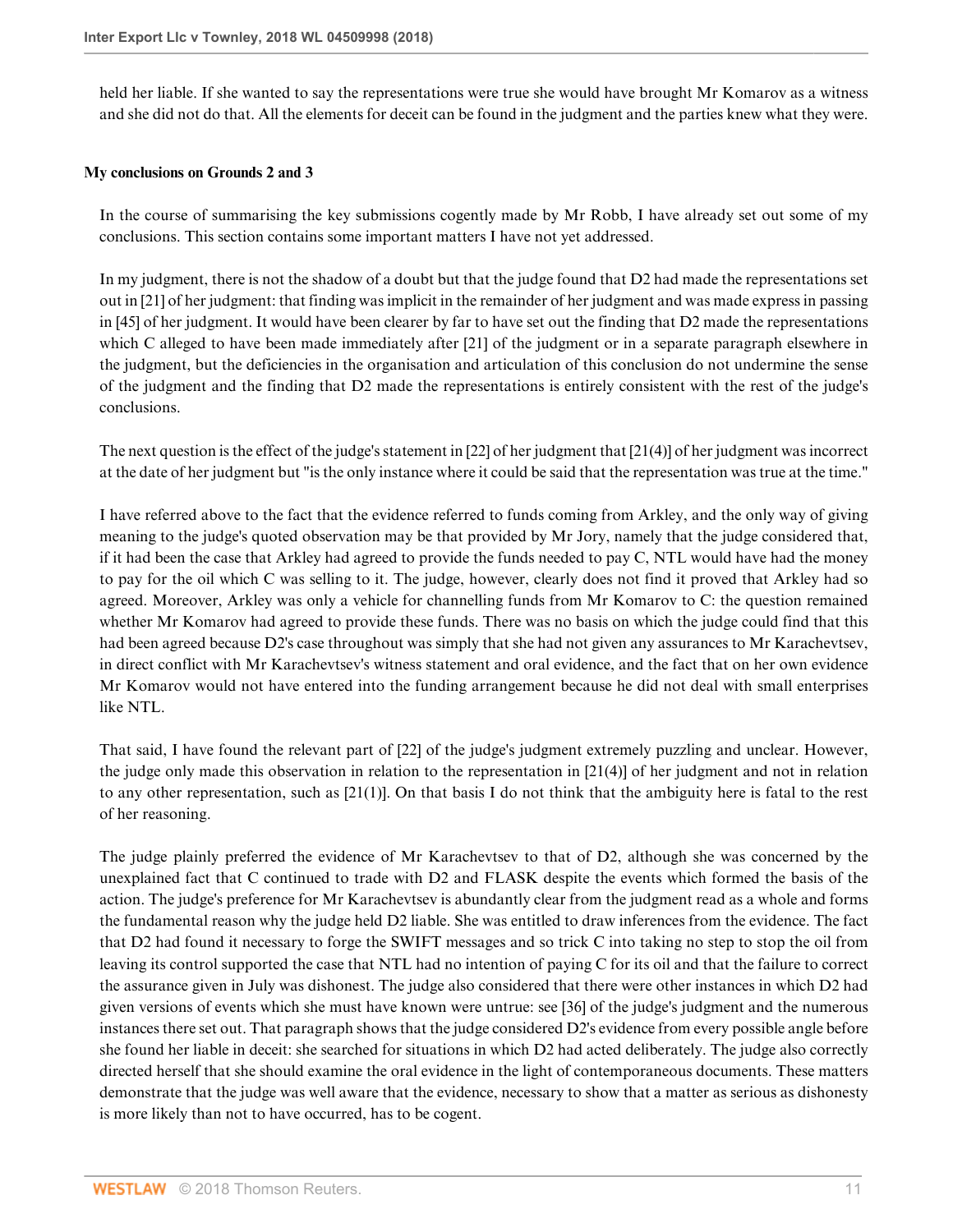held her liable. If she wanted to say the representations were true she would have brought Mr Komarov as a witness and she did not do that. All the elements for deceit can be found in the judgment and the parties knew what they were.

**My conclusions on Grounds 2 and 3**

In the course of summarising the key submissions cogently made by Mr Robb, I have already set out some of my conclusions. This section contains some important matters I have not yet addressed.

In my judgment, there is not the shadow of a doubt but that the judge found that D2 had made the representations set out in [21] of her judgment: that finding was implicit in the remainder of her judgment and was made express in passing in [45] of her judgment. It would have been clearer by far to have set out the finding that D2 made the representations which C alleged to have been made immediately after [21] of the judgment or in a separate paragraph elsewhere in the judgment, but the deficiencies in the organisation and articulation of this conclusion do not undermine the sense of the judgment and the finding that D2 made the representations is entirely consistent with the rest of the judge's conclusions.

The next question is the effect of the judge's statement in [22] of her judgment that [21(4)] of her judgment was incorrect at the date of her judgment but "is the only instance where it could be said that the representation was true at the time."

I have referred above to the fact that the evidence referred to funds coming from Arkley, and the only way of giving meaning to the judge's quoted observation may be that provided by Mr Jory, namely that the judge considered that, if it had been the case that Arkley had agreed to provide the funds needed to pay C, NTL would have had the money to pay for the oil which C was selling to it. The judge, however, clearly does not find it proved that Arkley had so agreed. Moreover, Arkley was only a vehicle for channelling funds from Mr Komarov to C: the question remained whether Mr Komarov had agreed to provide these funds. There was no basis on which the judge could find that this had been agreed because D2's case throughout was simply that she had not given any assurances to Mr Karachevtsev, in direct conflict with Mr Karachevtsev's witness statement and oral evidence, and the fact that on her own evidence Mr Komarov would not have entered into the funding arrangement because he did not deal with small enterprises like NTL.

That said, I have found the relevant part of [22] of the judge's judgment extremely puzzling and unclear. However, the judge only made this observation in relation to the representation in [21(4)] of her judgment and not in relation to any other representation, such as [21(1)]. On that basis I do not think that the ambiguity here is fatal to the rest of her reasoning.

The judge plainly preferred the evidence of Mr Karachevtsev to that of D2, although she was concerned by the unexplained fact that C continued to trade with D2 and FLASK despite the events which formed the basis of the action. The judge's preference for Mr Karachevtsev is abundantly clear from the judgment read as a whole and forms the fundamental reason why the judge held D2 liable. She was entitled to draw inferences from the evidence. The fact that D2 had found it necessary to forge the SWIFT messages and so trick C into taking no step to stop the oil from leaving its control supported the case that NTL had no intention of paying C for its oil and that the failure to correct the assurance given in July was dishonest. The judge also considered that there were other instances in which D2 had given versions of events which she must have known were untrue: see [36] of the judge's judgment and the numerous instances there set out. That paragraph shows that the judge considered D2's evidence from every possible angle before she found her liable in deceit: she searched for situations in which D2 had acted deliberately. The judge also correctly directed herself that she should examine the oral evidence in the light of contemporaneous documents. These matters demonstrate that the judge was well aware that the evidence, necessary to show that a matter as serious as dishonesty is more likely than not to have occurred, has to be cogent.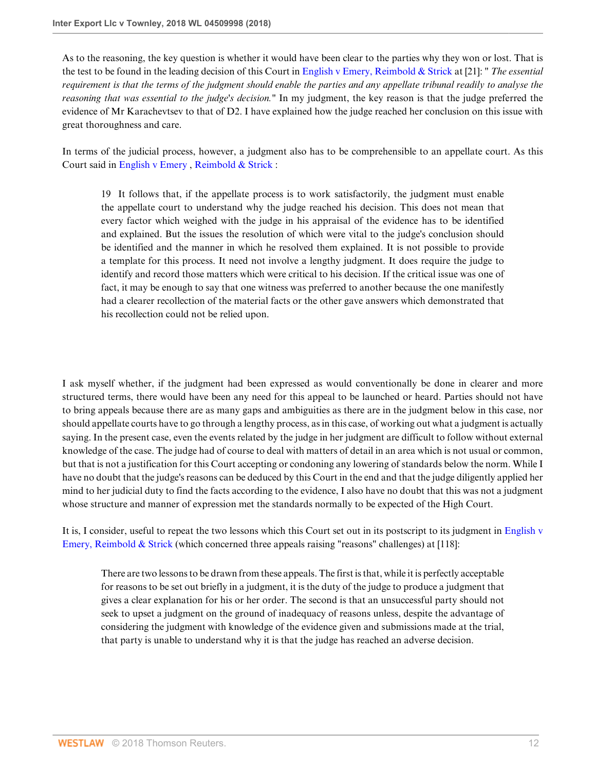As to the reasoning, the key question is whether it would have been clear to the parties why they won or lost. That is the test to be found in the leading decision of this Court in English v Emery, Reimbold & Strick at [21]: " *The essential requirement is that the terms of the judgment should enable the parties and any appellate tribunal readily to analyse the reasoning that was essential to the judge's decision.*" In my judgment, the key reason is that the judge preferred the evidence of Mr Karachevtsev to that of D2. I have explained how the judge reached her conclusion on this issue with great thoroughness and care.

In terms of the judicial process, however, a judgment also has to be comprehensible to an appellate court. As this Court said in English v Emery , Reimbold & Strick :

> 19 It follows that, if the appellate process is to work satisfactorily, the judgment must enable the appellate court to understand why the judge reached his decision. This does not mean that every factor which weighed with the judge in his appraisal of the evidence has to be identified and explained. But the issues the resolution of which were vital to the judge's conclusion should be identified and the manner in which he resolved them explained. It is not possible to provide a template for this process. It need not involve a lengthy judgment. It does require the judge to identify and record those matters which were critical to his decision. If the critical issue was one of fact, it may be enough to say that one witness was preferred to another because the one manifestly had a clearer recollection of the material facts or the other gave answers which demonstrated that his recollection could not be relied upon.

I ask myself whether, if the judgment had been expressed as would conventionally be done in clearer and more structured terms, there would have been any need for this appeal to be launched or heard. Parties should not have to bring appeals because there are as many gaps and ambiguities as there are in the judgment below in this case, nor should appellate courts have to go through a lengthy process, as in this case, of working out what a judgment is actually saying. In the present case, even the events related by the judge in her judgment are difficult to follow without external knowledge of the case. The judge had of course to deal with matters of detail in an area which is not usual or common, but that is not a justification for this Court accepting or condoning any lowering of standards below the norm. While I have no doubt that the judge's reasons can be deduced by this Court in the end and that the judge diligently applied her mind to her judicial duty to find the facts according to the evidence, I also have no doubt that this was not a judgment whose structure and manner of expression met the standards normally to be expected of the High Court.

It is, I consider, useful to repeat the two lessons which this Court set out in its postscript to its judgment in English v Emery, Reimbold & Strick (which concerned three appeals raising "reasons" challenges) at [118]:

> There are two lessons to be drawn from these appeals. The first is that, while it is perfectly acceptable for reasons to be set out briefly in a judgment, it is the duty of the judge to produce a judgment that gives a clear explanation for his or her order. The second is that an unsuccessful party should not seek to upset a judgment on the ground of inadequacy of reasons unless, despite the advantage of considering the judgment with knowledge of the evidence given and submissions made at the trial, that party is unable to understand why it is that the judge has reached an adverse decision.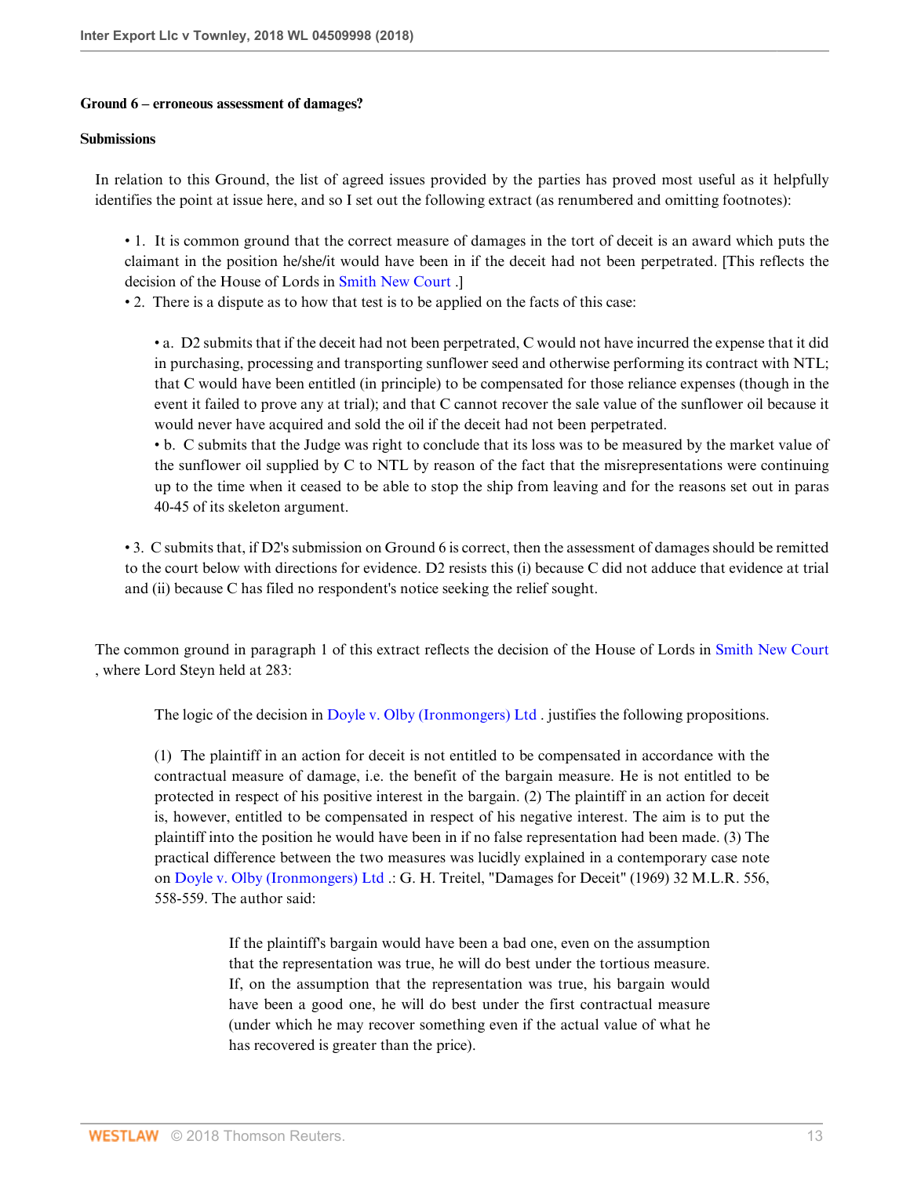**Ground 6 – erroneous assessment of damages?**

**Submissions**

In relation to this Ground, the list of agreed issues provided by the parties has proved most useful as it helpfully identifies the point at issue here, and so I set out the following extract (as renumbered and omitting footnotes):

• 1. It is common ground that the correct measure of damages in the tort of deceit is an award which puts the claimant in the position he/she/it would have been in if the deceit had not been perpetrated. [This reflects the decision of the House of Lords in Smith New Court .]

• 2. There is a dispute as to how that test is to be applied on the facts of this case:

> • a. D2 submits that if the deceit had not been perpetrated, C would not have incurred the expense that it did in purchasing, processing and transporting sunflower seed and otherwise performing its contract with NTL; that C would have been entitled (in principle) to be compensated for those reliance expenses (though in the event it failed to prove any at trial); and that C cannot recover the sale value of the sunflower oil because it would never have acquired and sold the oil if the deceit had not been perpetrated.
>
> • b. C submits that the Judge was right to conclude that its loss was to be measured by the market value of the sunflower oil supplied by C to NTL by reason of the fact that the misrepresentations were continuing up to the time when it ceased to be able to stop the ship from leaving and for the reasons set out in paras 40-45 of its skeleton argument.

• 3. C submits that, if D2's submission on Ground 6 is correct, then the assessment of damages should be remitted to the court below with directions for evidence. D2 resists this (i) because C did not adduce that evidence at trial and (ii) because C has filed no respondent's notice seeking the relief sought.

The common ground in paragraph 1 of this extract reflects the decision of the House of Lords in Smith New Court , where Lord Steyn held at 283:

> The logic of the decision in Doyle v. Olby (Ironmongers) Ltd . justifies the following propositions.
>
> (1) The plaintiff in an action for deceit is not entitled to be compensated in accordance with the contractual measure of damage, i.e. the benefit of the bargain measure. He is not entitled to be protected in respect of his positive interest in the bargain. (2) The plaintiff in an action for deceit is, however, entitled to be compensated in respect of his negative interest. The aim is to put the plaintiff into the position he would have been in if no false representation had been made. (3) The practical difference between the two measures was lucidly explained in a contemporary case note on Doyle v. Olby (Ironmongers) Ltd .: G. H. Treitel, "Damages for Deceit" (1969) 32 M.L.R. 556, 558-559. The author said:
>
> > If the plaintiff's bargain would have been a bad one, even on the assumption that the representation was true, he will do best under the tortious measure. If, on the assumption that the representation was true, his bargain would have been a good one, he will do best under the first contractual measure (under which he may recover something even if the actual value of what he has recovered is greater than the price).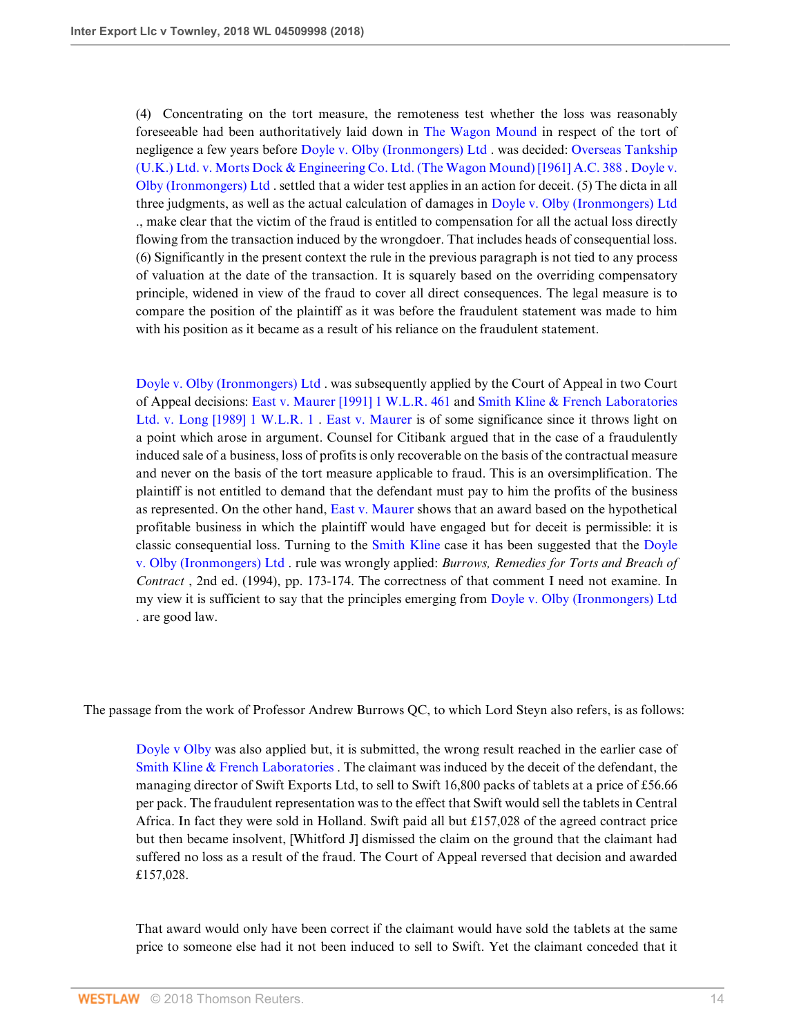> (4) Concentrating on the tort measure, the remoteness test whether the loss was reasonably foreseeable had been authoritatively laid down in The Wagon Mound in respect of the tort of negligence a few years before Doyle v. Olby (Ironmongers) Ltd . was decided: Overseas Tankship (U.K.) Ltd. v. Morts Dock & Engineering Co. Ltd. (The Wagon Mound) [1961] A.C. 388 . Doyle v. Olby (Ironmongers) Ltd . settled that a wider test applies in an action for deceit. (5) The dicta in all three judgments, as well as the actual calculation of damages in Doyle v. Olby (Ironmongers) Ltd ., make clear that the victim of the fraud is entitled to compensation for all the actual loss directly flowing from the transaction induced by the wrongdoer. That includes heads of consequential loss. (6) Significantly in the present context the rule in the previous paragraph is not tied to any process of valuation at the date of the transaction. It is squarely based on the overriding compensatory principle, widened in view of the fraud to cover all direct consequences. The legal measure is to compare the position of the plaintiff as it was before the fraudulent statement was made to him with his position as it became as a result of his reliance on the fraudulent statement.
>
> Doyle v. Olby (Ironmongers) Ltd . was subsequently applied by the Court of Appeal in two Court of Appeal decisions: East v. Maurer [1991] 1 W.L.R. 461 and Smith Kline & French Laboratories Ltd. v. Long [1989] 1 W.L.R. 1 . East v. Maurer is of some significance since it throws light on a point which arose in argument. Counsel for Citibank argued that in the case of a fraudulently induced sale of a business, loss of profits is only recoverable on the basis of the contractual measure and never on the basis of the tort measure applicable to fraud. This is an oversimplification. The plaintiff is not entitled to demand that the defendant must pay to him the profits of the business as represented. On the other hand, East v. Maurer shows that an award based on the hypothetical profitable business in which the plaintiff would have engaged but for deceit is permissible: it is classic consequential loss. Turning to the Smith Kline case it has been suggested that the Doyle v. Olby (Ironmongers) Ltd . rule was wrongly applied: *Burrows, Remedies for Torts and Breach of Contract* , 2nd ed. (1994), pp. 173-174. The correctness of that comment I need not examine. In my view it is sufficient to say that the principles emerging from Doyle v. Olby (Ironmongers) Ltd . are good law.

The passage from the work of Professor Andrew Burrows QC, to which Lord Steyn also refers, is as follows:

> Doyle v Olby was also applied but, it is submitted, the wrong result reached in the earlier case of Smith Kline & French Laboratories . The claimant was induced by the deceit of the defendant, the managing director of Swift Exports Ltd, to sell to Swift 16,800 packs of tablets at a price of £56.66 per pack. The fraudulent representation was to the effect that Swift would sell the tablets in Central Africa. In fact they were sold in Holland. Swift paid all but £157,028 of the agreed contract price but then became insolvent, [Whitford J] dismissed the claim on the ground that the claimant had suffered no loss as a result of the fraud. The Court of Appeal reversed that decision and awarded £157,028.
>
> That award would only have been correct if the claimant would have sold the tablets at the same price to someone else had it not been induced to sell to Swift. Yet the claimant conceded that it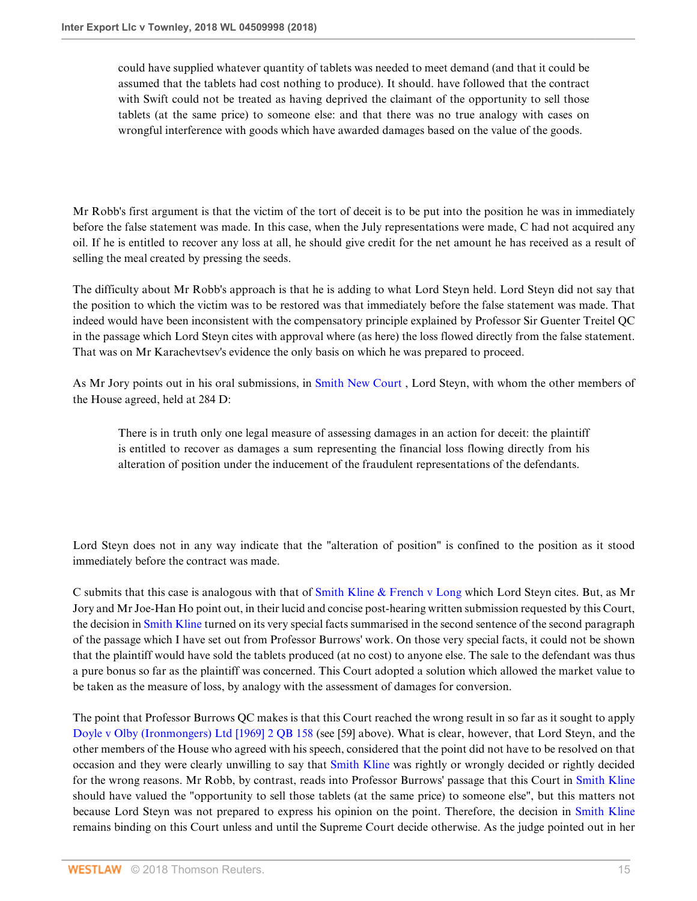> could have supplied whatever quantity of tablets was needed to meet demand (and that it could be assumed that the tablets had cost nothing to produce). It should. have followed that the contract with Swift could not be treated as having deprived the claimant of the opportunity to sell those tablets (at the same price) to someone else: and that there was no true analogy with cases on wrongful interference with goods which have awarded damages based on the value of the goods.

Mr Robb's first argument is that the victim of the tort of deceit is to be put into the position he was in immediately before the false statement was made. In this case, when the July representations were made, C had not acquired any oil. If he is entitled to recover any loss at all, he should give credit for the net amount he has received as a result of selling the meal created by pressing the seeds.

The difficulty about Mr Robb's approach is that he is adding to what Lord Steyn held. Lord Steyn did not say that the position to which the victim was to be restored was that immediately before the false statement was made. That indeed would have been inconsistent with the compensatory principle explained by Professor Sir Guenter Treitel QC in the passage which Lord Steyn cites with approval where (as here) the loss flowed directly from the false statement. That was on Mr Karachevtsev's evidence the only basis on which he was prepared to proceed.

As Mr Jory points out in his oral submissions, in Smith New Court , Lord Steyn, with whom the other members of the House agreed, held at 284 D:

> There is in truth only one legal measure of assessing damages in an action for deceit: the plaintiff is entitled to recover as damages a sum representing the financial loss flowing directly from his alteration of position under the inducement of the fraudulent representations of the defendants.

Lord Steyn does not in any way indicate that the "alteration of position" is confined to the position as it stood immediately before the contract was made.

C submits that this case is analogous with that of Smith Kline & French v Long which Lord Steyn cites. But, as Mr Jory and Mr Joe-Han Ho point out, in their lucid and concise post-hearing written submission requested by this Court, the decision in Smith Kline turned on its very special facts summarised in the second sentence of the second paragraph of the passage which I have set out from Professor Burrows' work. On those very special facts, it could not be shown that the plaintiff would have sold the tablets produced (at no cost) to anyone else. The sale to the defendant was thus a pure bonus so far as the plaintiff was concerned. This Court adopted a solution which allowed the market value to be taken as the measure of loss, by analogy with the assessment of damages for conversion.

The point that Professor Burrows QC makes is that this Court reached the wrong result in so far as it sought to apply Doyle v Olby (Ironmongers) Ltd [1969] 2 QB 158 (see [59] above). What is clear, however, that Lord Steyn, and the other members of the House who agreed with his speech, considered that the point did not have to be resolved on that occasion and they were clearly unwilling to say that Smith Kline was rightly or wrongly decided or rightly decided for the wrong reasons. Mr Robb, by contrast, reads into Professor Burrows' passage that this Court in Smith Kline should have valued the "opportunity to sell those tablets (at the same price) to someone else", but this matters not because Lord Steyn was not prepared to express his opinion on the point. Therefore, the decision in Smith Kline remains binding on this Court unless and until the Supreme Court decide otherwise. As the judge pointed out in her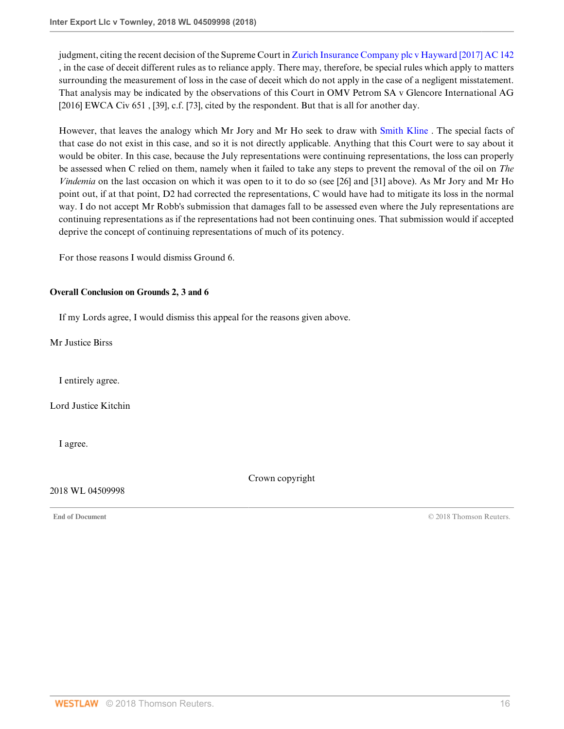judgment, citing the recent decision of the Supreme Court in Zurich Insurance Company plc v Hayward [2017] AC 142 , in the case of deceit different rules as to reliance apply. There may, therefore, be special rules which apply to matters surrounding the measurement of loss in the case of deceit which do not apply in the case of a negligent misstatement. That analysis may be indicated by the observations of this Court in OMV Petrom SA v Glencore International AG [2016] EWCA Civ 651 , [39], c.f. [73], cited by the respondent. But that is all for another day.

However, that leaves the analogy which Mr Jory and Mr Ho seek to draw with Smith Kline . The special facts of that case do not exist in this case, and so it is not directly applicable. Anything that this Court were to say about it would be obiter. In this case, because the July representations were continuing representations, the loss can properly be assessed when C relied on them, namely when it failed to take any steps to prevent the removal of the oil on *The Vindemia* on the last occasion on which it was open to it to do so (see [26] and [31] above). As Mr Jory and Mr Ho point out, if at that point, D2 had corrected the representations, C would have had to mitigate its loss in the normal way. I do not accept Mr Robb's submission that damages fall to be assessed even where the July representations are continuing representations as if the representations had not been continuing ones. That submission would if accepted deprive the concept of continuing representations of much of its potency.

For those reasons I would dismiss Ground 6.

**Overall Conclusion on Grounds 2, 3 and 6**

If my Lords agree, I would dismiss this appeal for the reasons given above.

Mr Justice Birss

I entirely agree.

Lord Justice Kitchin

I agree.

Crown copyright

2018 WL 04509998